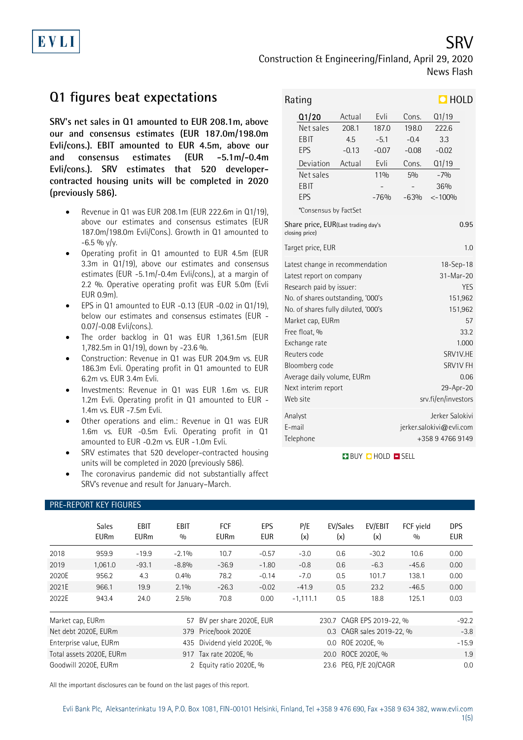EVLI

# SRV

Construction & Engineering/Finland, April 29, 2020
News Flash

## Q1 figures beat expectations

**SRV's net sales in Q1 amounted to EUR 208.1m, above our and consensus estimates (EUR 187.0m/198.0m Evli/cons.). EBIT amounted to EUR 4.5m, above our and consensus estimates (EUR -5.1m/-0.4m Evli/cons.). SRV estimates that 520 developer-contracted housing units will be completed in 2020 (previously 586).**

- Revenue in Q1 was EUR 208.1m (EUR 222.6m in Q1/19), above our estimates and consensus estimates (EUR 187.0m/198.0m Evli/Cons.). Growth in Q1 amounted to -6.5 % y/y.
- Operating profit in Q1 amounted to EUR 4.5m (EUR 3.3m in Q1/19), above our estimates and consensus estimates (EUR -5.1m/-0.4m Evli/cons.), at a margin of 2.2 %. Operative operating profit was EUR 5.0m (Evli EUR 0.9m).
- EPS in Q1 amounted to EUR -0.13 (EUR -0.02 in Q1/19), below our estimates and consensus estimates (EUR -0.07/-0.08 Evli/cons.).
- The order backlog in Q1 was EUR 1,361.5m (EUR 1,782.5m in Q1/19), down by -23.6 %.
- Construction: Revenue in Q1 was EUR 204.9m vs. EUR 186.3m Evli. Operating profit in Q1 amounted to EUR 6.2m vs. EUR 3.4m Evli.
- Investments: Revenue in Q1 was EUR 1.6m vs. EUR 1.2m Evli. Operating profit in Q1 amounted to EUR -1.4m vs. EUR -7.5m Evli.
- Other operations and elim.: Revenue in Q1 was EUR 1.6m vs. EUR -0.5m Evli. Operating profit in Q1 amounted to EUR -0.2m vs. EUR -1.0m Evli.
- SRV estimates that 520 developer-contracted housing units will be completed in 2020 (previously 586).
- The coronavirus pandemic did not substantially affect SRV's revenue and result for January–March.

### Rating: HOLD

| Q1/20 | Actual | Evli | Cons. | Q1/19 |
|---|---|---|---|---|
| Net sales | 208.1 | 187.0 | 198.0 | 222.6 |
| EBIT | 4.5 | -5.1 | -0.4 | 3.3 |
| EPS | -0.13 | -0.07 | -0.08 | -0.02 |
| **Deviation** | **Actual** | **Evli** | **Cons.** | **Q1/19** |
| Net sales | | 11% | 5% | -7% |
| EBIT | | - | - | 36% |
| EPS | | -76% | -63% | <-100% |

*Consensus by FactSet

| | |
|---|---|
| Share price, EUR (Last trading day's closing price) | 0.95 |
| Target price, EUR | 1.0 |
| Latest change in recommendation | 18-Sep-18 |
| Latest report on company | 31-Mar-20 |
| Research paid by issuer: | YES |
| No. of shares outstanding, '000's | 151,962 |
| No. of shares fully diluted, '000's | 151,962 |
| Market cap, EURm | 57 |
| Free float, % | 33.2 |
| Exchange rate | 1.000 |
| Reuters code | SRV1V.HE |
| Bloomberg code | SRV1V FH |
| Average daily volume, EURm | 0.06 |
| Next interim report | 29-Apr-20 |
| Web site | srv.fi/en/investors |
| Analyst | Jerker Salokivi |
| E-mail | jerker.salokivi@evli.com |
| Telephone | +358 9 4766 9149 |

BUY HOLD SELL

### PRE-REPORT KEY FIGURES

| | Sales EURm | EBIT EURm | EBIT % | FCF EURm | EPS EUR | P/E (x) | EV/Sales (x) | EV/EBIT (x) | FCF yield % | DPS EUR |
|---|---|---|---|---|---|---|---|---|---|---|
| 2018 | 959.9 | -19.9 | -2.1% | 10.7 | -0.57 | -3.0 | 0.6 | -30.2 | 10.6 | 0.00 |
| 2019 | 1,061.0 | -93.1 | -8.8% | -36.9 | -1.80 | -0.8 | 0.6 | -6.3 | -45.6 | 0.00 |
| 2020E | 956.2 | 4.3 | 0.4% | 78.2 | -0.14 | -7.0 | 0.5 | 101.7 | 138.1 | 0.00 |
| 2021E | 966.1 | 19.9 | 2.1% | -26.3 | -0.02 | -41.9 | 0.5 | 23.2 | -46.5 | 0.00 |
| 2022E | 943.4 | 24.0 | 2.5% | 70.8 | 0.00 | -1,111.1 | 0.5 | 18.8 | 125.1 | 0.03 |

| | | | | | |
|---|---|---|---|---|---|
| Market cap, EURm | 57 | BV per share 2020E, EUR | 230.7 | CAGR EPS 2019-22, % | -92.2 |
| Net debt 2020E, EURm | 379 | Price/book 2020E | 0.3 | CAGR sales 2019-22, % | -3.8 |
| Enterprise value, EURm | 435 | Dividend yield 2020E, % | 0.0 | ROE 2020E, % | -15.9 |
| Total assets 2020E, EURm | 917 | Tax rate 2020E, % | 20.0 | ROCE 2020E, % | 1.9 |
| Goodwill 2020E, EURm | 2 | Equity ratio 2020E, % | 23.6 | PEG, P/E 20/CAGR | 0.0 |

All the important disclosures can be found on the last pages of this report.

Evli Bank Plc, Aleksanterinkatu 19 A, P.O. Box 1081, FIN-00101 Helsinki, Finland, Tel +358 9 476 690, Fax +358 9 634 382, www.evli.com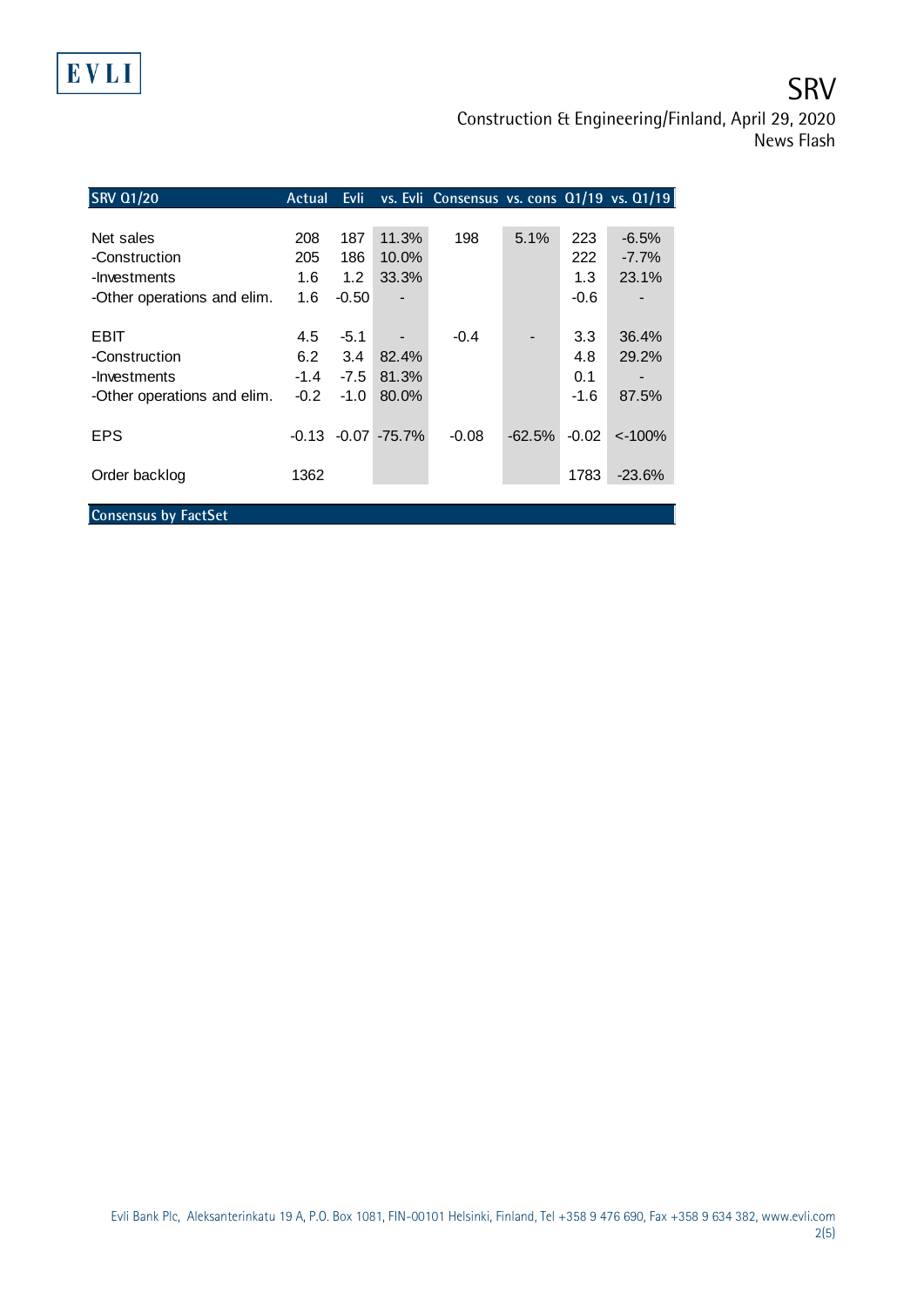# SRV

Construction & Engineering/Finland, April 29, 2020
News Flash

| SRV Q1/20 | Actual | Evli | vs. Evli | Consensus | vs. cons | Q1/19 | vs. Q1/19 |
|---|---|---|---|---|---|---|---|
| Net sales | 208 | 187 | 11.3% | 198 | 5.1% | 223 | -6.5% |
| -Construction | 205 | 186 | 10.0% | | | 222 | -7.7% |
| -Investments | 1.6 | 1.2 | 33.3% | | | 1.3 | 23.1% |
| -Other operations and elim. | 1.6 | -0.50 | - | | | -0.6 | - |
| EBIT | 4.5 | -5.1 | - | -0.4 | - | 3.3 | 36.4% |
| -Construction | 6.2 | 3.4 | 82.4% | | | 4.8 | 29.2% |
| -Investments | -1.4 | -7.5 | 81.3% | | | 0.1 | - |
| -Other operations and elim. | -0.2 | -1.0 | 80.0% | | | -1.6 | 87.5% |
| EPS | -0.13 | -0.07 | -75.7% | -0.08 | -62.5% | -0.02 | <-100% |
| Order backlog | 1362 | | | | | 1783 | -23.6% |

Consensus by FactSet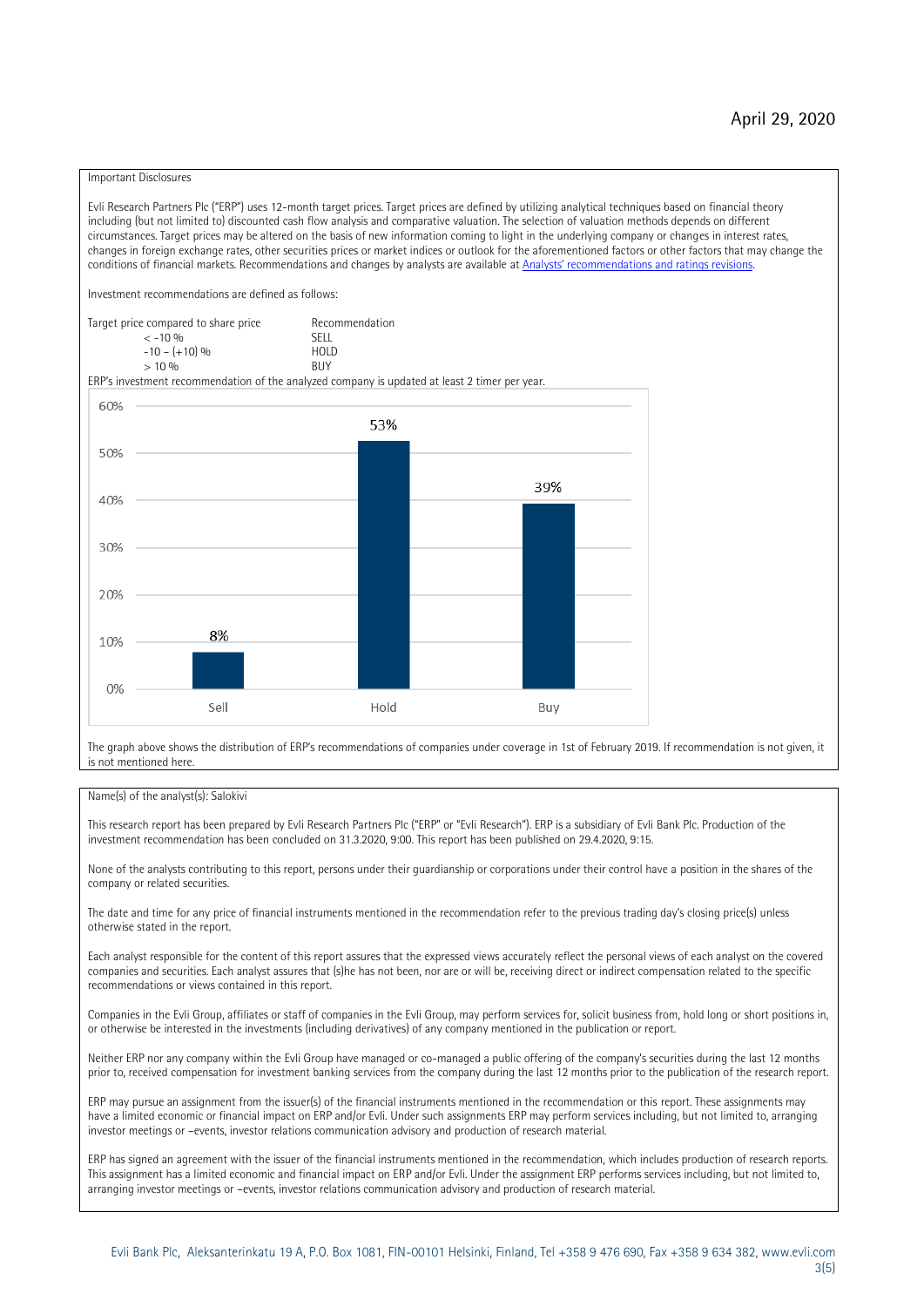April 29, 2020

Important Disclosures

Evli Research Partners Plc ("ERP") uses 12-month target prices. Target prices are defined by utilizing analytical techniques based on financial theory including (but not limited to) discounted cash flow analysis and comparative valuation. The selection of valuation methods depends on different circumstances. Target prices may be altered on the basis of new information coming to light in the underlying company or changes in interest rates, changes in foreign exchange rates, other securities prices or market indices or outlook for the aforementioned factors or other factors that may change the conditions of financial markets. Recommendations and changes by analysts are available at [Analysts' recommendations and ratings revisions](Analysts' recommendations and ratings revisions).

Investment recommendations are defined as follows:

| Target price compared to share price | Recommendation |
|---|---|
| < -10 % | SELL |
| -10 – (+10) % | HOLD |
| > 10 % | BUY |

ERP's investment recommendation of the analyzed company is updated at least 2 timer per year.

| Recommendation | Share |
|---|---|
| Sell | 8% |
| Hold | 53% |
| Buy | 39% |

The graph above shows the distribution of ERP's recommendations of companies under coverage in 1st of February 2019. If recommendation is not given, it is not mentioned here.

Name(s) of the analyst(s): Salokivi

This research report has been prepared by Evli Research Partners Plc ("ERP" or "Evli Research"). ERP is a subsidiary of Evli Bank Plc. Production of the investment recommendation has been concluded on 31.3.2020, 9:00. This report has been published on 29.4.2020, 9:15.

None of the analysts contributing to this report, persons under their guardianship or corporations under their control have a position in the shares of the company or related securities.

The date and time for any price of financial instruments mentioned in the recommendation refer to the previous trading day's closing price(s) unless otherwise stated in the report.

Each analyst responsible for the content of this report assures that the expressed views accurately reflect the personal views of each analyst on the covered companies and securities. Each analyst assures that (s)he has not been, nor are or will be, receiving direct or indirect compensation related to the specific recommendations or views contained in this report.

Companies in the Evli Group, affiliates or staff of companies in the Evli Group, may perform services for, solicit business from, hold long or short positions in, or otherwise be interested in the investments (including derivatives) of any company mentioned in the publication or report.

Neither ERP nor any company within the Evli Group have managed or co-managed a public offering of the company's securities during the last 12 months prior to, received compensation for investment banking services from the company during the last 12 months prior to the publication of the research report.

ERP may pursue an assignment from the issuer(s) of the financial instruments mentioned in the recommendation or this report. These assignments may have a limited economic or financial impact on ERP and/or Evli. Under such assignments ERP may perform services including, but not limited to, arranging investor meetings or –events, investor relations communication advisory and production of research material.

ERP has signed an agreement with the issuer of the financial instruments mentioned in the recommendation, which includes production of research reports. This assignment has a limited economic and financial impact on ERP and/or Evli. Under the assignment ERP performs services including, but not limited to, arranging investor meetings or –events, investor relations communication advisory and production of research material.

Evli Bank Plc, Aleksanterinkatu 19 A, P.O. Box 1081, FIN-00101 Helsinki, Finland, Tel +358 9 476 690, Fax +358 9 634 382, www.evli.com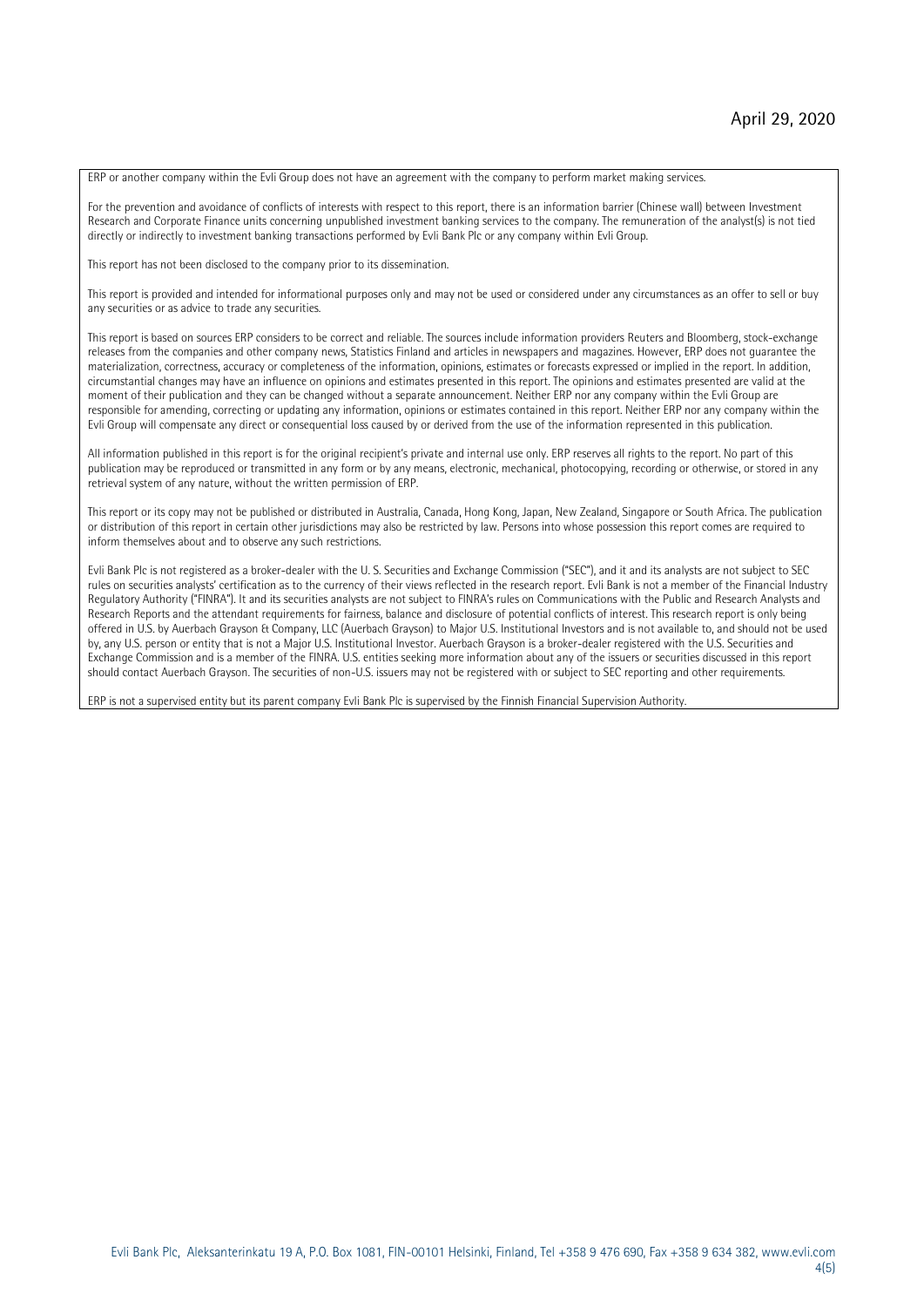ERP or another company within the Evli Group does not have an agreement with the company to perform market making services.

For the prevention and avoidance of conflicts of interests with respect to this report, there is an information barrier (Chinese wall) between Investment Research and Corporate Finance units concerning unpublished investment banking services to the company. The remuneration of the analyst(s) is not tied directly or indirectly to investment banking transactions performed by Evli Bank Plc or any company within Evli Group.

This report has not been disclosed to the company prior to its dissemination.

This report is provided and intended for informational purposes only and may not be used or considered under any circumstances as an offer to sell or buy any securities or as advice to trade any securities.

This report is based on sources ERP considers to be correct and reliable. The sources include information providers Reuters and Bloomberg, stock-exchange releases from the companies and other company news, Statistics Finland and articles in newspapers and magazines. However, ERP does not guarantee the materialization, correctness, accuracy or completeness of the information, opinions, estimates or forecasts expressed or implied in the report. In addition, circumstantial changes may have an influence on opinions and estimates presented in this report. The opinions and estimates presented are valid at the moment of their publication and they can be changed without a separate announcement. Neither ERP nor any company within the Evli Group are responsible for amending, correcting or updating any information, opinions or estimates contained in this report. Neither ERP nor any company within the Evli Group will compensate any direct or consequential loss caused by or derived from the use of the information represented in this publication.

All information published in this report is for the original recipient's private and internal use only. ERP reserves all rights to the report. No part of this publication may be reproduced or transmitted in any form or by any means, electronic, mechanical, photocopying, recording or otherwise, or stored in any retrieval system of any nature, without the written permission of ERP.

This report or its copy may not be published or distributed in Australia, Canada, Hong Kong, Japan, New Zealand, Singapore or South Africa. The publication or distribution of this report in certain other jurisdictions may also be restricted by law. Persons into whose possession this report comes are required to inform themselves about and to observe any such restrictions.

Evli Bank Plc is not registered as a broker-dealer with the U. S. Securities and Exchange Commission ("SEC"), and it and its analysts are not subject to SEC rules on securities analysts' certification as to the currency of their views reflected in the research report. Evli Bank is not a member of the Financial Industry Regulatory Authority ("FINRA"). It and its securities analysts are not subject to FINRA's rules on Communications with the Public and Research Analysts and Research Reports and the attendant requirements for fairness, balance and disclosure of potential conflicts of interest. This research report is only being offered in U.S. by Auerbach Grayson & Company, LLC (Auerbach Grayson) to Major U.S. Institutional Investors and is not available to, and should not be used by, any U.S. person or entity that is not a Major U.S. Institutional Investor. Auerbach Grayson is a broker-dealer registered with the U.S. Securities and Exchange Commission and is a member of the FINRA. U.S. entities seeking more information about any of the issuers or securities discussed in this report should contact Auerbach Grayson. The securities of non-U.S. issuers may not be registered with or subject to SEC reporting and other requirements.

ERP is not a supervised entity but its parent company Evli Bank Plc is supervised by the Finnish Financial Supervision Authority.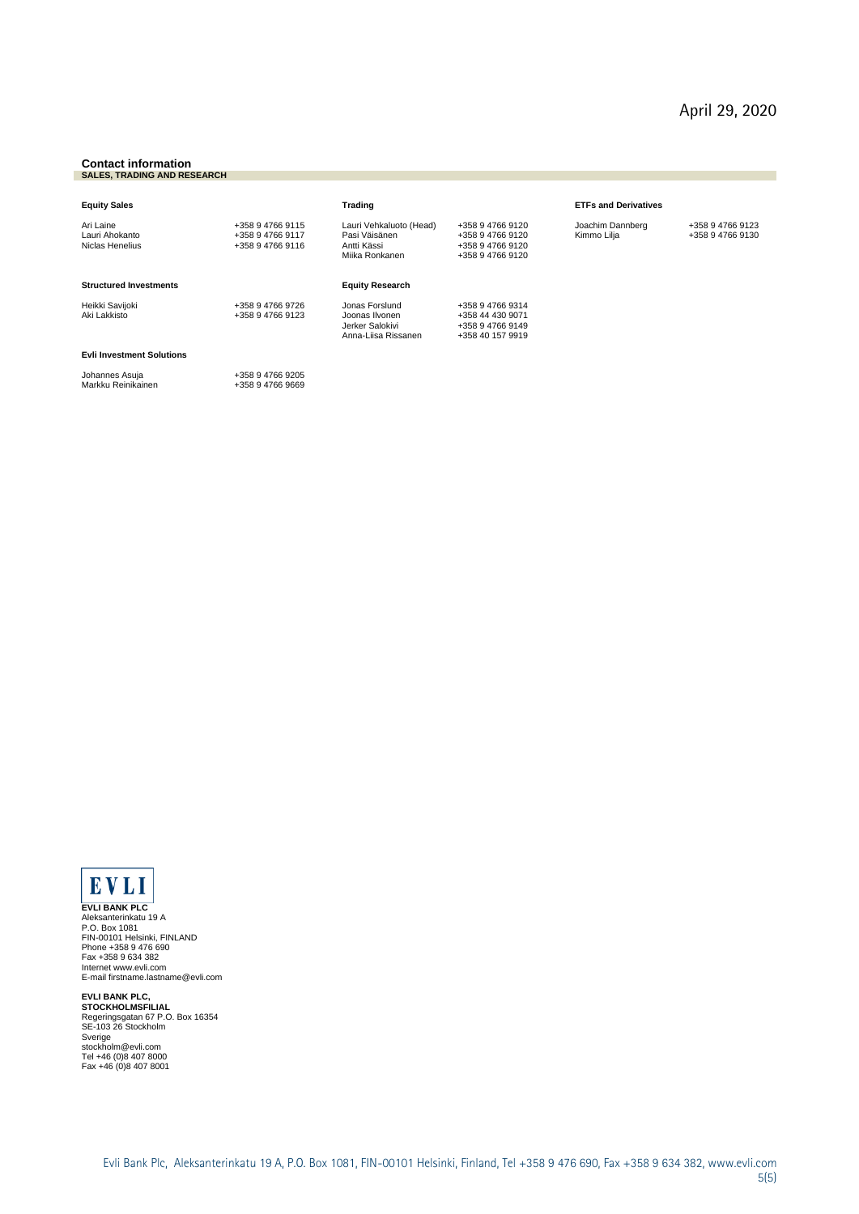April 29, 2020

## Contact information

**SALES, TRADING AND RESEARCH**

**Equity Sales**

| | |
|---|---|
| Ari Laine | +358 9 4766 9115 |
| Lauri Ahokanto | +358 9 4766 9117 |
| Niclas Henelius | +358 9 4766 9116 |

**Trading**

| | |
|---|---|
| Lauri Vehkaluoto (Head) | +358 9 4766 9120 |
| Pasi Väisänen | +358 9 4766 9120 |
| Antti Kässi | +358 9 4766 9120 |
| Miika Ronkanen | +358 9 4766 9120 |

**ETFs and Derivatives**

| | |
|---|---|
| Joachim Dannberg | +358 9 4766 9123 |
| Kimmo Lilja | +358 9 4766 9130 |

**Structured Investments**

| | |
|---|---|
| Heikki Savijoki | +358 9 4766 9726 |
| Aki Lakkisto | +358 9 4766 9123 |

**Equity Research**

| | |
|---|---|
| Jonas Forslund | +358 9 4766 9314 |
| Joonas Ilvonen | +358 44 430 9071 |
| Jerker Salokivi | +358 9 4766 9149 |
| Anna-Liisa Rissanen | +358 40 157 9919 |

**Evli Investment Solutions**

| | |
|---|---|
| Johannes Asuja | +358 9 4766 9205 |
| Markku Reinikainen | +358 9 4766 9669 |

EVLI

**EVLI BANK PLC**
Aleksanterinkatu 19 A
P.O. Box 1081
FIN-00101 Helsinki, FINLAND
Phone +358 9 476 690
Fax +358 9 634 382
Internet www.evli.com
E-mail firstname.lastname@evli.com

**EVLI BANK PLC, STOCKHOLMSFILIAL**
Regeringsgatan 67 P.O. Box 16354
SE-103 26 Stockholm
Sverige
stockholm@evli.com
Tel +46 (0)8 407 8000
Fax +46 (0)8 407 8001